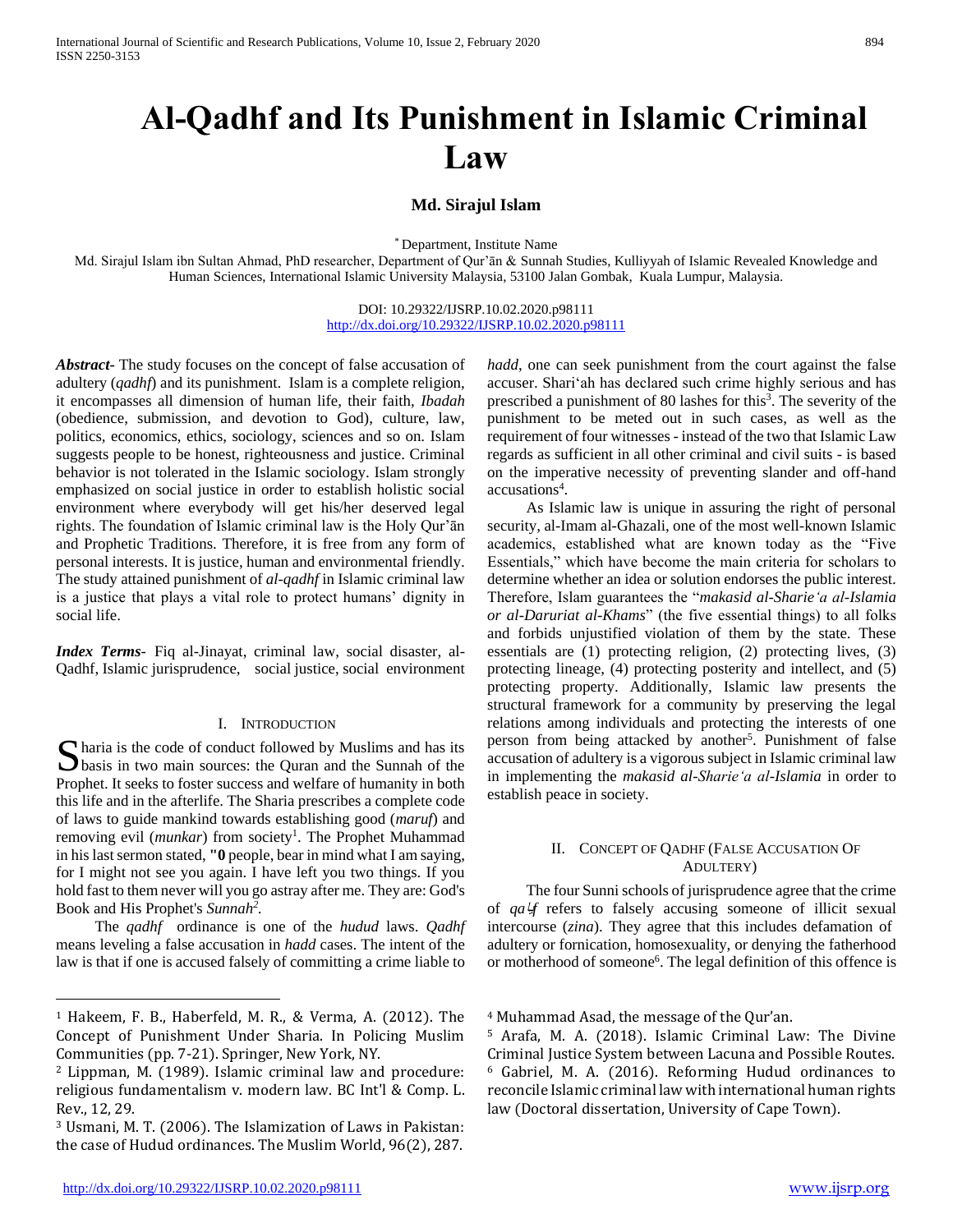# Al-Qadhf and Its Punishment in Islamic Criminal Law

**Md. Sirajul Islam**

* Department, Institute Name

Md. Sirajul Islam ibn Sultan Ahmad, PhD researcher, Department of Qur'ān & Sunnah Studies, Kulliyyah of Islamic Revealed Knowledge and Human Sciences, International Islamic University Malaysia, 53100 Jalan Gombak, Kuala Lumpur, Malaysia.

DOI: 10.29322/IJSRP.10.02.2020.p98111
http://dx.doi.org/10.29322/IJSRP.10.02.2020.p98111

***Abstract-*** The study focuses on the concept of false accusation of adultery (*qadhf*) and its punishment. Islam is a complete religion, it encompasses all dimension of human life, their faith, *Ibadah* (obedience, submission, and devotion to God), culture, law, politics, economics, ethics, sociology, sciences and so on. Islam suggests people to be honest, righteousness and justice. Criminal behavior is not tolerated in the Islamic sociology. Islam strongly emphasized on social justice in order to establish holistic social environment where everybody will get his/her deserved legal rights. The foundation of Islamic criminal law is the Holy Qur'ān and Prophetic Traditions. Therefore, it is free from any form of personal interests. It is justice, human and environmental friendly. The study attained punishment of *al-qadhf* in Islamic criminal law is a justice that plays a vital role to protect humans' dignity in social life.

***Index Terms-*** Fiq al-Jinayat, criminal law, social disaster, al-Qadhf, Islamic jurisprudence, social justice, social environment

## I. Introduction

Sharia is the code of conduct followed by Muslims and has its basis in two main sources: the Quran and the Sunnah of the Prophet. It seeks to foster success and welfare of humanity in both this life and in the afterlife. The Sharia prescribes a complete code of laws to guide mankind towards establishing good (*maruf*) and removing evil (*munkar*) from society[1]. The Prophet Muhammad in his last sermon stated, **"0** people, bear in mind what I am saying, for I might not see you again. I have left you two things. If you hold fast to them never will you go astray after me. They are: God's Book and His Prophet's *Sunnah*[2].

The *qadhf* ordinance is one of the *hudud* laws. *Qadhf* means leveling a false accusation in *hadd* cases. The intent of the law is that if one is accused falsely of committing a crime liable to *hadd*, one can seek punishment from the court against the false accuser. Shari'ah has declared such crime highly serious and has prescribed a punishment of 80 lashes for this[3]. The severity of the punishment to be meted out in such cases, as well as the requirement of four witnesses - instead of the two that Islamic Law regards as sufficient in all other criminal and civil suits - is based on the imperative necessity of preventing slander and off-hand accusations[4].

As Islamic law is unique in assuring the right of personal security, al-Imam al-Ghazali, one of the most well-known Islamic academics, established what are known today as the "Five Essentials," which have become the main criteria for scholars to determine whether an idea or solution endorses the public interest. Therefore, Islam guarantees the "*makasid al-Sharie'a al-Islamia or al-Daruriat al-Khams*" (the five essential things) to all folks and forbids unjustified violation of them by the state. These essentials are (1) protecting religion, (2) protecting lives, (3) protecting lineage, (4) protecting posterity and intellect, and (5) protecting property. Additionally, Islamic law presents the structural framework for a community by preserving the legal relations among individuals and protecting the interests of one person from being attacked by another[5]. Punishment of false accusation of adultery is a vigorous subject in Islamic criminal law in implementing the *makasid al-Sharie'a al-Islamia* in order to establish peace in society.

## II. Concept of Qadhf (False Accusation of Adultery)

The four Sunni schools of jurisprudence agree that the crime of *qaḏf* refers to falsely accusing someone of illicit sexual intercourse (*zina*). They agree that this includes defamation of adultery or fornication, homosexuality, or denying the fatherhood or motherhood of someone[6]. The legal definition of this offence is

---

[1] Hakeem, F. B., Haberfeld, M. R., & Verma, A. (2012). The Concept of Punishment Under Sharia. In Policing Muslim Communities (pp. 7-21). Springer, New York, NY.

[2] Lippman, M. (1989). Islamic criminal law and procedure: religious fundamentalism v. modern law. BC Int'l & Comp. L. Rev., 12, 29.

[3] Usmani, M. T. (2006). The Islamization of Laws in Pakistan: the case of Hudud ordinances. The Muslim World, 96(2), 287.

[4] Muhammad Asad, the message of the Qur'an.

[5] Arafa, M. A. (2018). Islamic Criminal Law: The Divine Criminal Justice System between Lacuna and Possible Routes.

[6] Gabriel, M. A. (2016). Reforming Hudud ordinances to reconcile Islamic criminal law with international human rights law (Doctoral dissertation, University of Cape Town).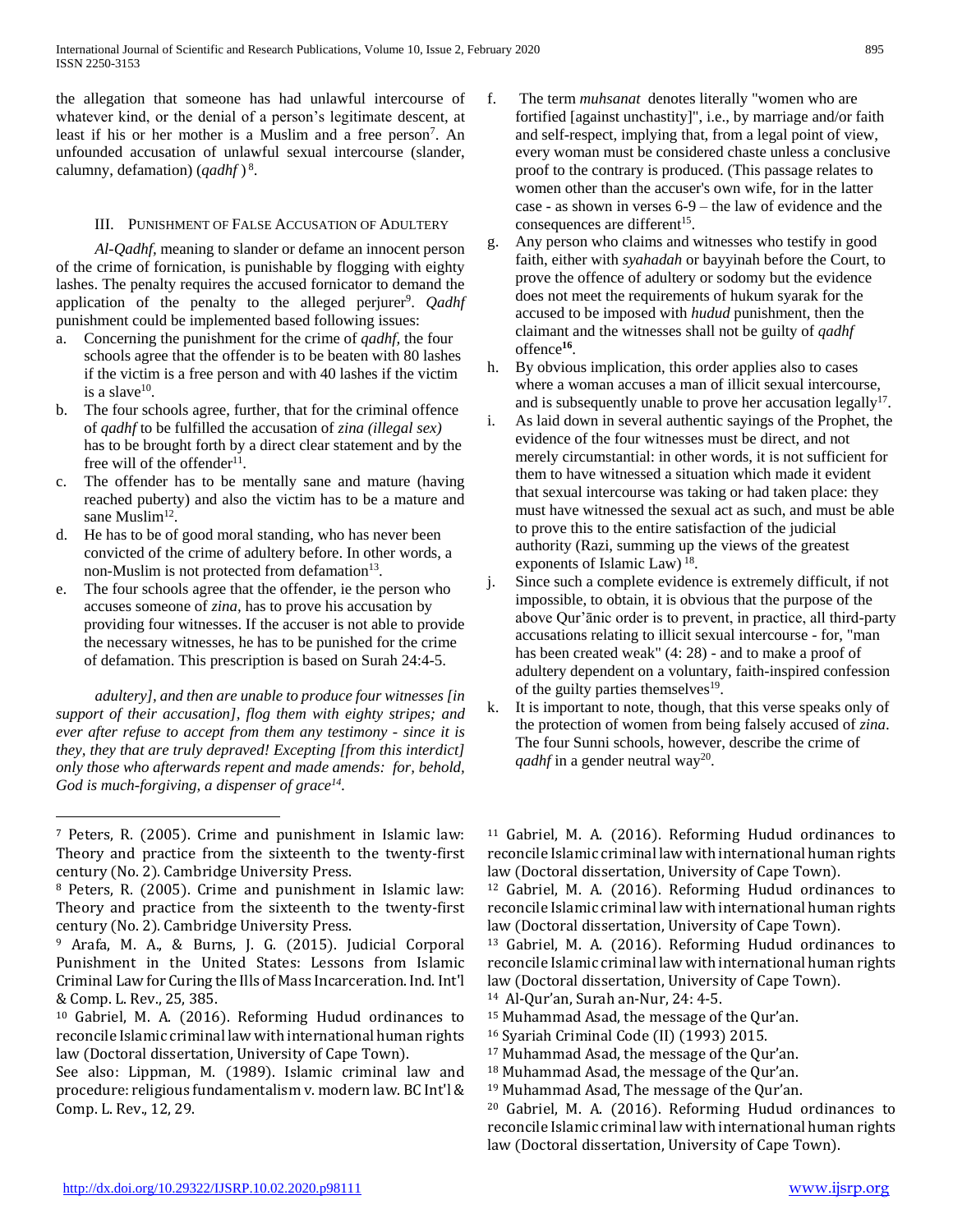the allegation that someone has had unlawful intercourse of whatever kind, or the denial of a person's legitimate descent, at least if his or her mother is a Muslim and a free person[7]. An unfounded accusation of unlawful sexual intercourse (slander, calumny, defamation) (*qadhf* )[8].

## III. Punishment of False Accusation of Adultery

*Al-Qadhf*, meaning to slander or defame an innocent person of the crime of fornication, is punishable by flogging with eighty lashes. The penalty requires the accused fornicator to demand the application of the penalty to the alleged perjurer[9]. *Qadhf* punishment could be implemented based following issues:

a. Concerning the punishment for the crime of *qadhf*, the four schools agree that the offender is to be beaten with 80 lashes if the victim is a free person and with 40 lashes if the victim is a slave[10].
b. The four schools agree, further, that for the criminal offence of *qadhf* to be fulfilled the accusation of *zina (illegal sex)* has to be brought forth by a direct clear statement and by the free will of the offender[11].
c. The offender has to be mentally sane and mature (having reached puberty) and also the victim has to be a mature and sane Muslim[12].
d. He has to be of good moral standing, who has never been convicted of the crime of adultery before. In other words, a non-Muslim is not protected from defamation[13].
e. The four schools agree that the offender, ie the person who accuses someone of *zina*, has to prove his accusation by providing four witnesses. If the accuser is not able to provide the necessary witnesses, he has to be punished for the crime of defamation. This prescription is based on Surah 24:4-5.

*adultery], and then are unable to produce four witnesses [in support of their accusation], flog them with eighty stripes; and ever after refuse to accept from them any testimony - since it is they, they that are truly depraved! Excepting [from this interdict] only those who afterwards repent and made amends: for, behold, God is much-forgiving, a dispenser of grace*[14].

f. The term *muhsanat* denotes literally "women who are fortified [against unchastity]", i.e., by marriage and/or faith and self-respect, implying that, from a legal point of view, every woman must be considered chaste unless a conclusive proof to the contrary is produced. (This passage relates to women other than the accuser's own wife, for in the latter case - as shown in verses 6-9 – the law of evidence and the consequences are different[15].
g. Any person who claims and witnesses who testify in good faith, either with *syahadah* or bayyinah before the Court, to prove the offence of adultery or sodomy but the evidence does not meet the requirements of hukum syarak for the accused to be imposed with *hudud* punishment, then the claimant and the witnesses shall not be guilty of *qadhf* offence[16].
h. By obvious implication, this order applies also to cases where a woman accuses a man of illicit sexual intercourse, and is subsequently unable to prove her accusation legally[17].
i. As laid down in several authentic sayings of the Prophet, the evidence of the four witnesses must be direct, and not merely circumstantial: in other words, it is not sufficient for them to have witnessed a situation which made it evident that sexual intercourse was taking or had taken place: they must have witnessed the sexual act as such, and must be able to prove this to the entire satisfaction of the judicial authority (Razi, summing up the views of the greatest exponents of Islamic Law)[18].
j. Since such a complete evidence is extremely difficult, if not impossible, to obtain, it is obvious that the purpose of the above Qur'ānic order is to prevent, in practice, all third-party accusations relating to illicit sexual intercourse - for, "man has been created weak" (4: 28) - and to make a proof of adultery dependent on a voluntary, faith-inspired confession of the guilty parties themselves[19].
k. It is important to note, though, that this verse speaks only of the protection of women from being falsely accused of *zina*. The four Sunni schools, however, describe the crime of *qadhf* in a gender neutral way[20].

---

[7] Peters, R. (2005). Crime and punishment in Islamic law: Theory and practice from the sixteenth to the twenty-first century (No. 2). Cambridge University Press.

[8] Peters, R. (2005). Crime and punishment in Islamic law: Theory and practice from the sixteenth to the twenty-first century (No. 2). Cambridge University Press.

[9] Arafa, M. A., & Burns, J. G. (2015). Judicial Corporal Punishment in the United States: Lessons from Islamic Criminal Law for Curing the Ills of Mass Incarceration. Ind. Int'l & Comp. L. Rev., 25, 385.

[10] Gabriel, M. A. (2016). Reforming Hudud ordinances to reconcile Islamic criminal law with international human rights law (Doctoral dissertation, University of Cape Town).
See also: Lippman, M. (1989). Islamic criminal law and procedure: religious fundamentalism v. modern law. BC Int'l & Comp. L. Rev., 12, 29.

[11] Gabriel, M. A. (2016). Reforming Hudud ordinances to reconcile Islamic criminal law with international human rights law (Doctoral dissertation, University of Cape Town).

[12] Gabriel, M. A. (2016). Reforming Hudud ordinances to reconcile Islamic criminal law with international human rights law (Doctoral dissertation, University of Cape Town).

[13] Gabriel, M. A. (2016). Reforming Hudud ordinances to reconcile Islamic criminal law with international human rights law (Doctoral dissertation, University of Cape Town).

[14] Al-Qur'an, Surah an-Nur, 24: 4-5.

[15] Muhammad Asad, the message of the Qur'an.

[16] Syariah Criminal Code (II) (1993) 2015.

[17] Muhammad Asad, the message of the Qur'an.

[18] Muhammad Asad, the message of the Qur'an.

[19] Muhammad Asad, The message of the Qur'an.

[20] Gabriel, M. A. (2016). Reforming Hudud ordinances to reconcile Islamic criminal law with international human rights law (Doctoral dissertation, University of Cape Town).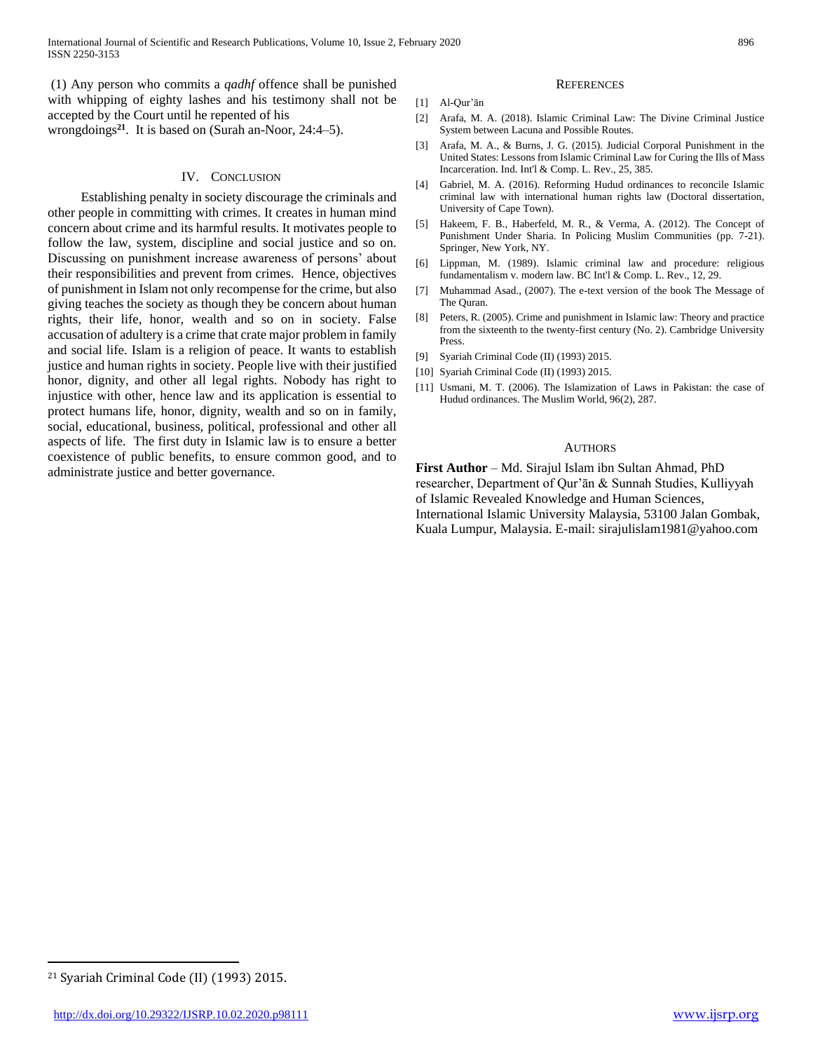(1) Any person who commits a *qadhf* offence shall be punished with whipping of eighty lashes and his testimony shall not be accepted by the Court until he repented of his wrongdoings[21]. It is based on (Surah an-Noor, 24:4–5).

## IV. Conclusion

Establishing penalty in society discourage the criminals and other people in committing with crimes. It creates in human mind concern about crime and its harmful results. It motivates people to follow the law, system, discipline and social justice and so on. Discussing on punishment increase awareness of persons' about their responsibilities and prevent from crimes. Hence, objectives of punishment in Islam not only recompense for the crime, but also giving teaches the society as though they be concern about human rights, their life, honor, wealth and so on in society. False accusation of adultery is a crime that crate major problem in family and social life. Islam is a religion of peace. It wants to establish justice and human rights in society. People live with their justified honor, dignity, and other all legal rights. Nobody has right to injustice with other, hence law and its application is essential to protect humans life, honor, dignity, wealth and so on in family, social, educational, business, political, professional and other all aspects of life. The first duty in Islamic law is to ensure a better coexistence of public benefits, to ensure common good, and to administrate justice and better governance.

## References

[1] Al-Qur'ān

[2] Arafa, M. A. (2018). Islamic Criminal Law: The Divine Criminal Justice System between Lacuna and Possible Routes.

[3] Arafa, M. A., & Burns, J. G. (2015). Judicial Corporal Punishment in the United States: Lessons from Islamic Criminal Law for Curing the Ills of Mass Incarceration. Ind. Int'l & Comp. L. Rev., 25, 385.

[4] Gabriel, M. A. (2016). Reforming Hudud ordinances to reconcile Islamic criminal law with international human rights law (Doctoral dissertation, University of Cape Town).

[5] Hakeem, F. B., Haberfeld, M. R., & Verma, A. (2012). The Concept of Punishment Under Sharia. In Policing Muslim Communities (pp. 7-21). Springer, New York, NY.

[6] Lippman, M. (1989). Islamic criminal law and procedure: religious fundamentalism v. modern law. BC Int'l & Comp. L. Rev., 12, 29.

[7] Muhammad Asad., (2007). The e-text version of the book The Message of The Quran.

[8] Peters, R. (2005). Crime and punishment in Islamic law: Theory and practice from the sixteenth to the twenty-first century (No. 2). Cambridge University Press.

[9] Syariah Criminal Code (II) (1993) 2015.

[10] Syariah Criminal Code (II) (1993) 2015.

[11] Usmani, M. T. (2006). The Islamization of Laws in Pakistan: the case of Hudud ordinances. The Muslim World, 96(2), 287.

## Authors

**First Author** – Md. Sirajul Islam ibn Sultan Ahmad, PhD researcher, Department of Qur'ān & Sunnah Studies, Kulliyyah of Islamic Revealed Knowledge and Human Sciences, International Islamic University Malaysia, 53100 Jalan Gombak, Kuala Lumpur, Malaysia. E-mail: sirajulislam1981@yahoo.com

[21] Syariah Criminal Code (II) (1993) 2015.